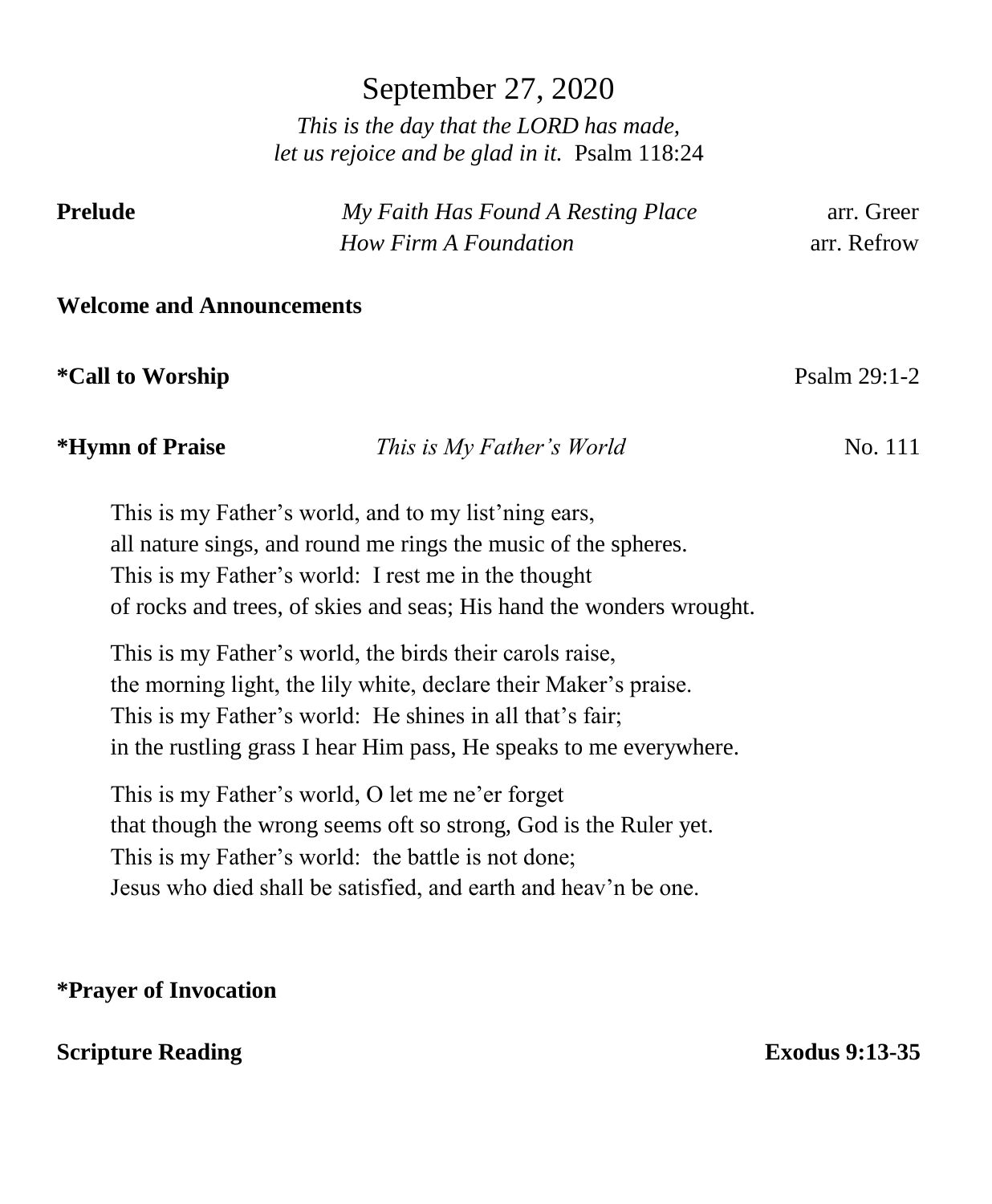# September 27, 2020

*This is the day that the LORD has made,*
*let us rejoice and be glad in it.* Psalm 118:24

**Prelude** *My Faith Has Found A Resting Place* arr. Greer
*How Firm A Foundation* arr. Refrow

**Welcome and Announcements**

**\*Call to Worship** Psalm 29:1-2

**\*Hymn of Praise** *This is My Father's World* No. 111

This is my Father's world, and to my list'ning ears,
all nature sings, and round me rings the music of the spheres.
This is my Father's world: I rest me in the thought
of rocks and trees, of skies and seas; His hand the wonders wrought.

This is my Father's world, the birds their carols raise,
the morning light, the lily white, declare their Maker's praise.
This is my Father's world: He shines in all that's fair;
in the rustling grass I hear Him pass, He speaks to me everywhere.

This is my Father's world, O let me ne'er forget
that though the wrong seems oft so strong, God is the Ruler yet.
This is my Father's world: the battle is not done;
Jesus who died shall be satisfied, and earth and heav'n be one.

**\*Prayer of Invocation**

**Scripture Reading** **Exodus 9:13-35**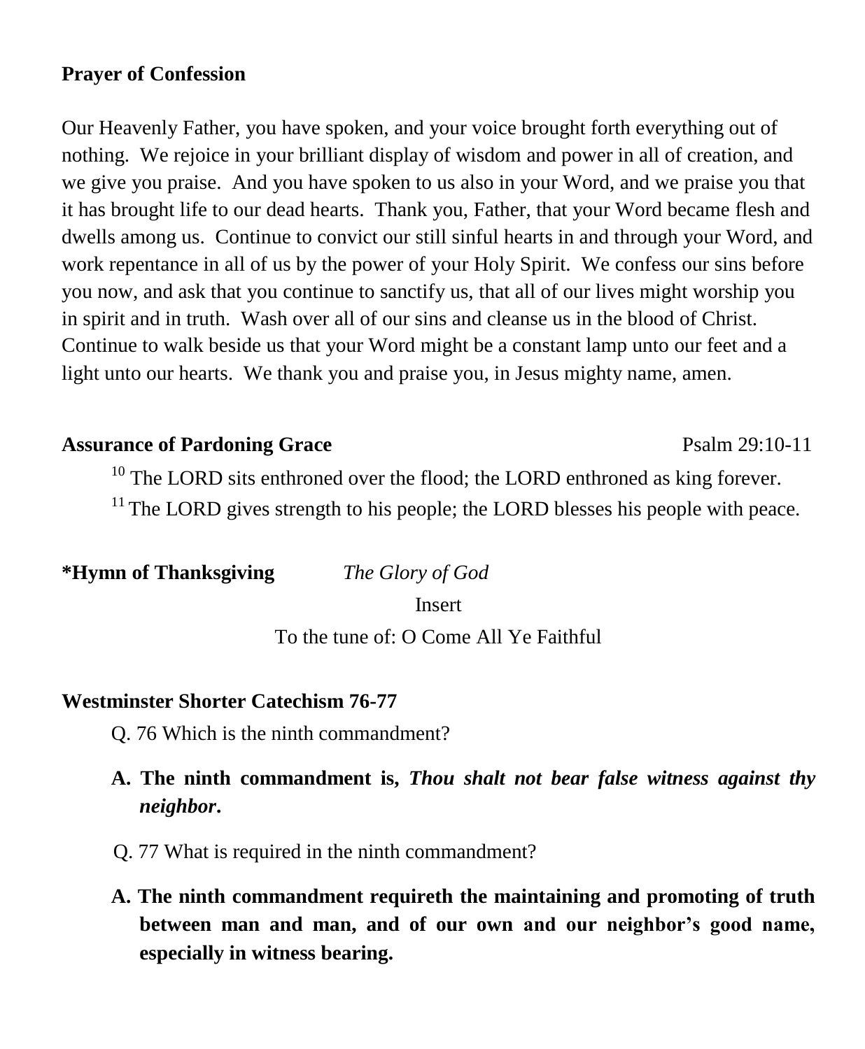**Prayer of Confession**

Our Heavenly Father, you have spoken, and your voice brought forth everything out of nothing. We rejoice in your brilliant display of wisdom and power in all of creation, and we give you praise. And you have spoken to us also in your Word, and we praise you that it has brought life to our dead hearts. Thank you, Father, that your Word became flesh and dwells among us. Continue to convict our still sinful hearts in and through your Word, and work repentance in all of us by the power of your Holy Spirit. We confess our sins before you now, and ask that you continue to sanctify us, that all of our lives might worship you in spirit and in truth. Wash over all of our sins and cleanse us in the blood of Christ. Continue to walk beside us that your Word might be a constant lamp unto our feet and a light unto our hearts. We thank you and praise you, in Jesus mighty name, amen.

**Assurance of Pardoning Grace** Psalm 29:10-11

[10] The LORD sits enthroned over the flood; the LORD enthroned as king forever.
[11] The LORD gives strength to his people; the LORD blesses his people with peace.

**\*Hymn of Thanksgiving** *The Glory of God*

Insert

To the tune of: O Come All Ye Faithful

**Westminster Shorter Catechism 76-77**

Q. 76 Which is the ninth commandment?

**A. The ninth commandment is, *Thou shalt not bear false witness against thy neighbor.***

Q. 77 What is required in the ninth commandment?

**A. The ninth commandment requireth the maintaining and promoting of truth between man and man, and of our own and our neighbor's good name, especially in witness bearing.**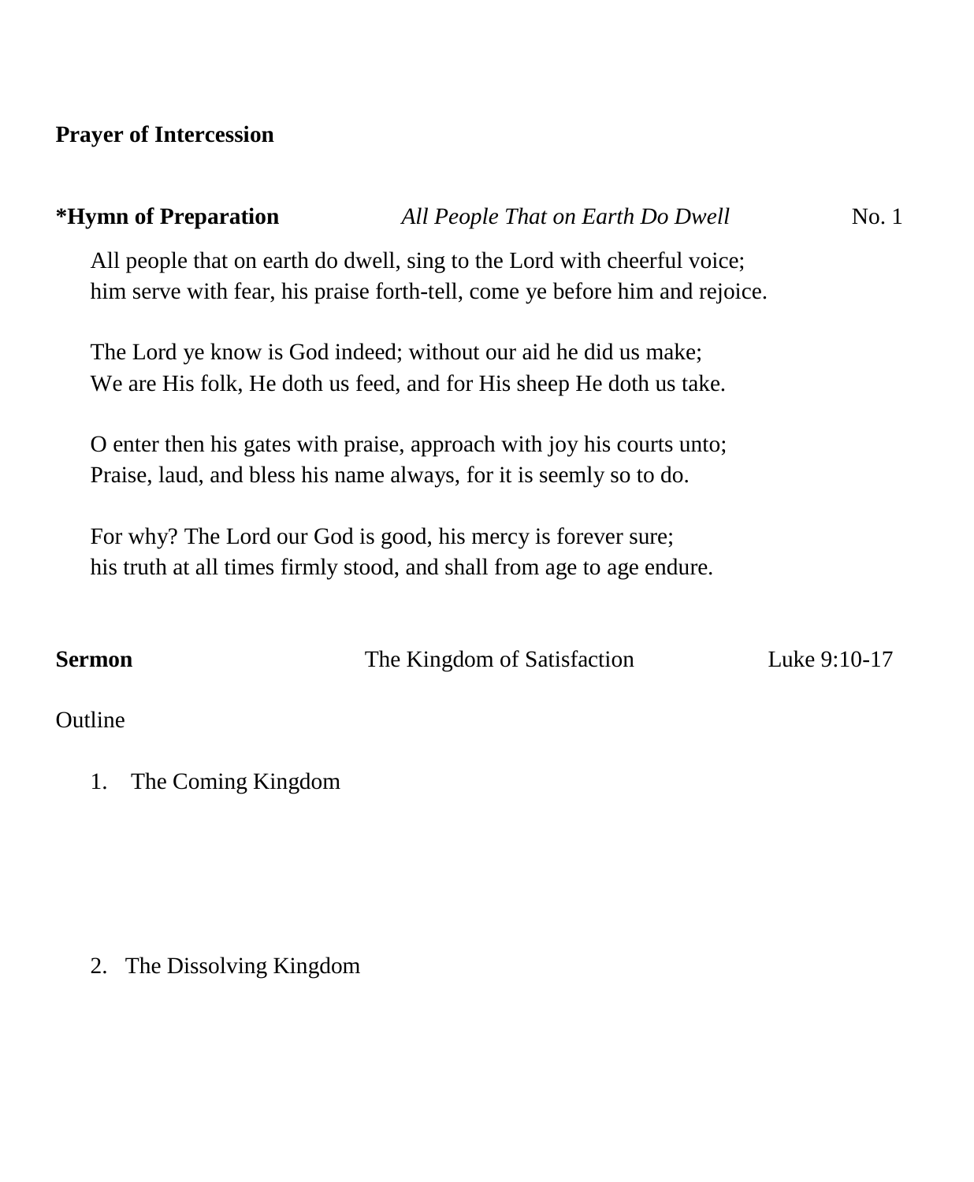**Prayer of Intercession**

**\*Hymn of Preparation** *All People That on Earth Do Dwell* No. 1

All people that on earth do dwell, sing to the Lord with cheerful voice;
him serve with fear, his praise forth-tell, come ye before him and rejoice.

The Lord ye know is God indeed; without our aid he did us make;
We are His folk, He doth us feed, and for His sheep He doth us take.

O enter then his gates with praise, approach with joy his courts unto;
Praise, laud, and bless his name always, for it is seemly so to do.

For why? The Lord our God is good, his mercy is forever sure;
his truth at all times firmly stood, and shall from age to age endure.

**Sermon** The Kingdom of Satisfaction Luke 9:10-17

Outline

1. The Coming Kingdom

2. The Dissolving Kingdom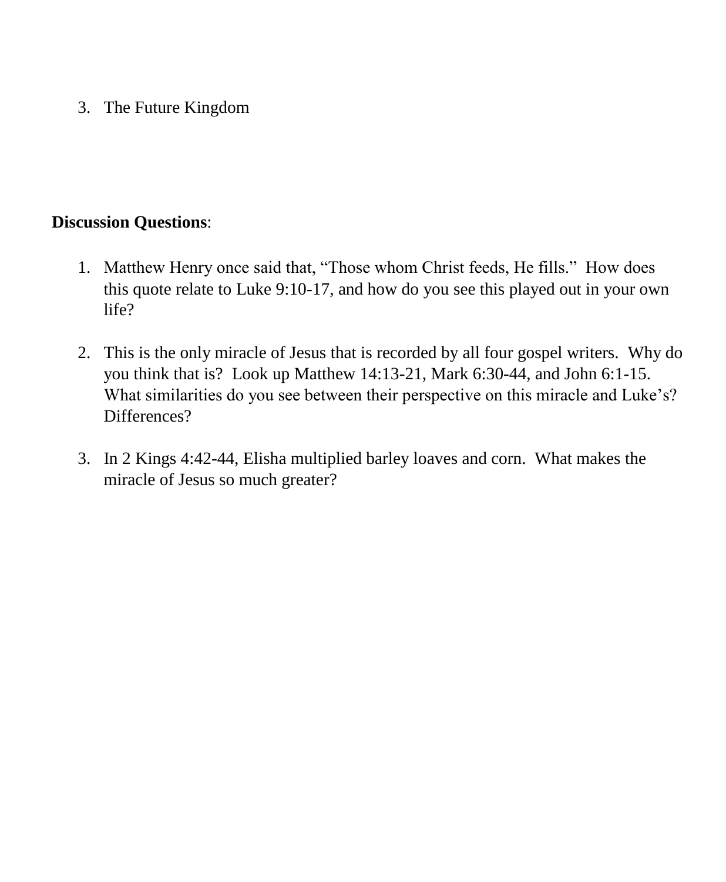3. The Future Kingdom

**Discussion Questions**:

1. Matthew Henry once said that, "Those whom Christ feeds, He fills." How does this quote relate to Luke 9:10-17, and how do you see this played out in your own life?

2. This is the only miracle of Jesus that is recorded by all four gospel writers. Why do you think that is? Look up Matthew 14:13-21, Mark 6:30-44, and John 6:1-15. What similarities do you see between their perspective on this miracle and Luke's? Differences?

3. In 2 Kings 4:42-44, Elisha multiplied barley loaves and corn. What makes the miracle of Jesus so much greater?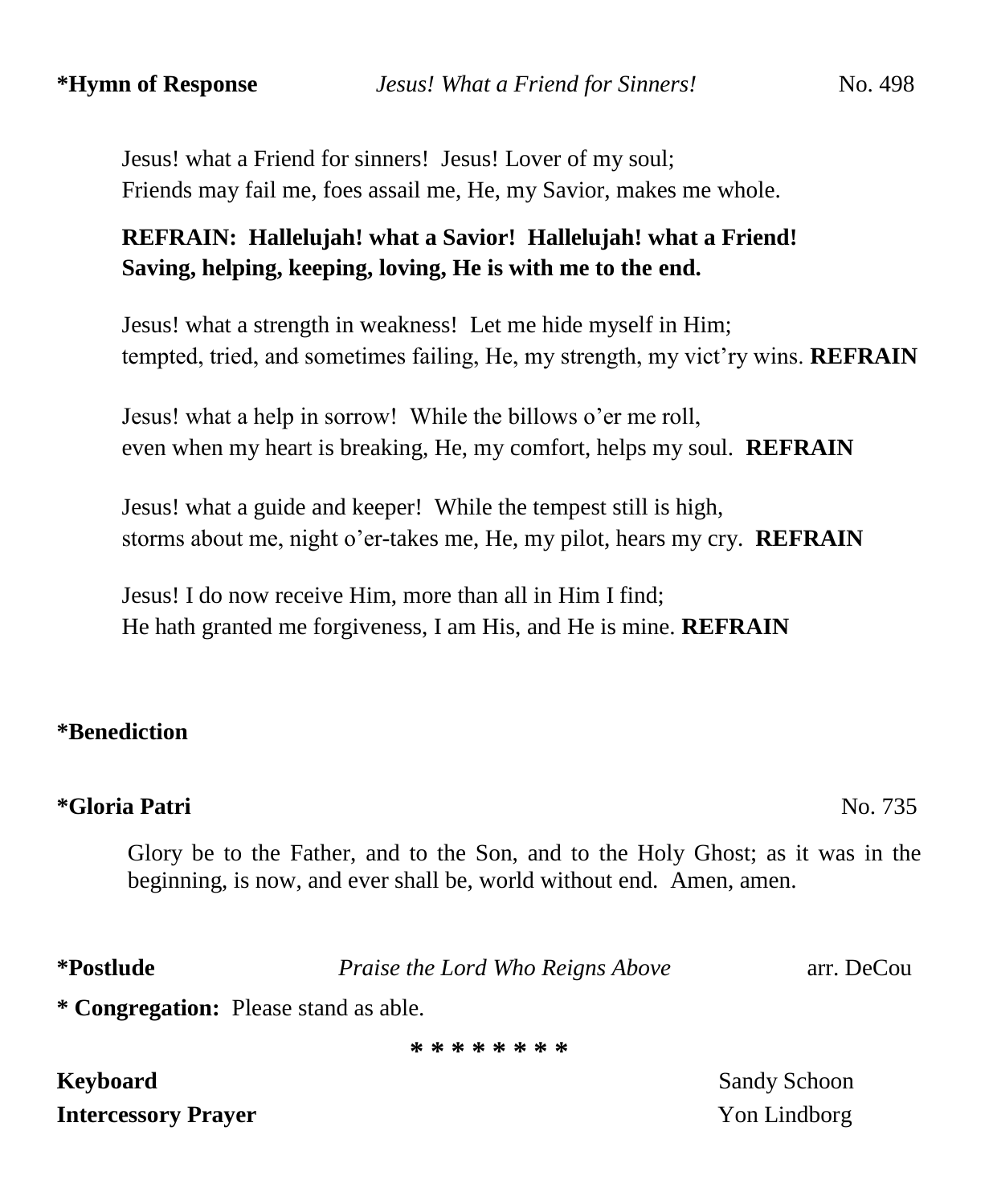**\*Hymn of Response** *Jesus! What a Friend for Sinners!* No. 498

Jesus! what a Friend for sinners! Jesus! Lover of my soul;
Friends may fail me, foes assail me, He, my Savior, makes me whole.

**REFRAIN: Hallelujah! what a Savior! Hallelujah! what a Friend!**
**Saving, helping, keeping, loving, He is with me to the end.**

Jesus! what a strength in weakness! Let me hide myself in Him;
tempted, tried, and sometimes failing, He, my strength, my vict'ry wins. **REFRAIN**

Jesus! what a help in sorrow! While the billows o'er me roll,
even when my heart is breaking, He, my comfort, helps my soul. **REFRAIN**

Jesus! what a guide and keeper! While the tempest still is high,
storms about me, night o'er-takes me, He, my pilot, hears my cry. **REFRAIN**

Jesus! I do now receive Him, more than all in Him I find;
He hath granted me forgiveness, I am His, and He is mine. **REFRAIN**

**\*Benediction**

**\*Gloria Patri** No. 735

Glory be to the Father, and to the Son, and to the Holy Ghost; as it was in the beginning, is now, and ever shall be, world without end. Amen, amen.

**\*Postlude** *Praise the Lord Who Reigns Above* arr. DeCou

**\* Congregation:** Please stand as able.

\* \* \* \* \* \* \* \*

**Keyboard** Sandy Schoon
**Intercessory Prayer** Yon Lindborg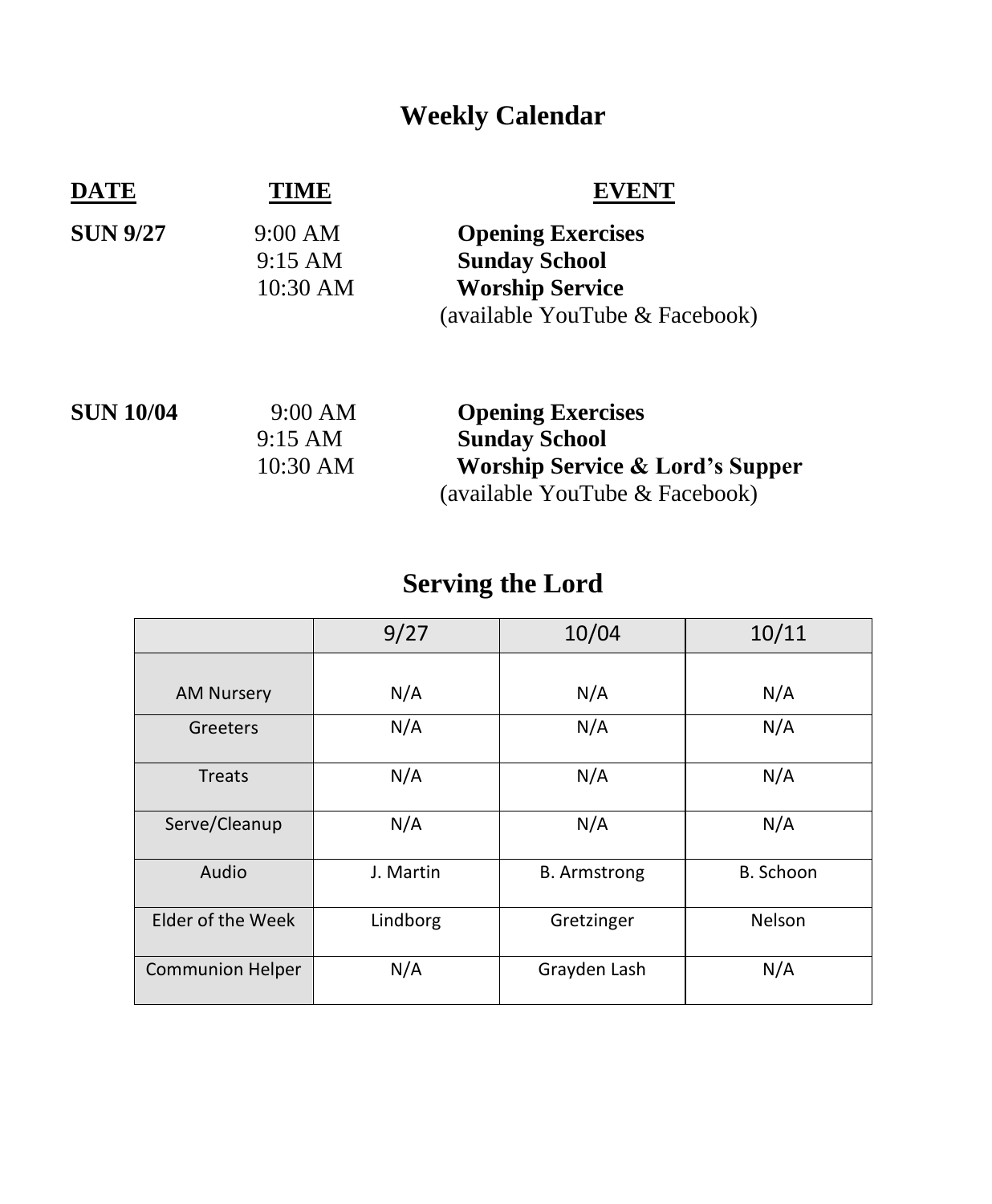# Weekly Calendar

| DATE | TIME | EVENT |
|---|---|---|
| **SUN 9/27** | 9:00 AM | **Opening Exercises** |
| | 9:15 AM | **Sunday School** |
| | 10:30 AM | **Worship Service** (available YouTube & Facebook) |
| **SUN 10/04** | 9:00 AM | **Opening Exercises** |
| | 9:15 AM | **Sunday School** |
| | 10:30 AM | **Worship Service & Lord's Supper** (available YouTube & Facebook) |

# Serving the Lord

| | 9/27 | 10/04 | 10/11 |
|---|---|---|---|
| AM Nursery | N/A | N/A | N/A |
| Greeters | N/A | N/A | N/A |
| Treats | N/A | N/A | N/A |
| Serve/Cleanup | N/A | N/A | N/A |
| Audio | J. Martin | B. Armstrong | B. Schoon |
| Elder of the Week | Lindborg | Gretzinger | Nelson |
| Communion Helper | N/A | Grayden Lash | N/A |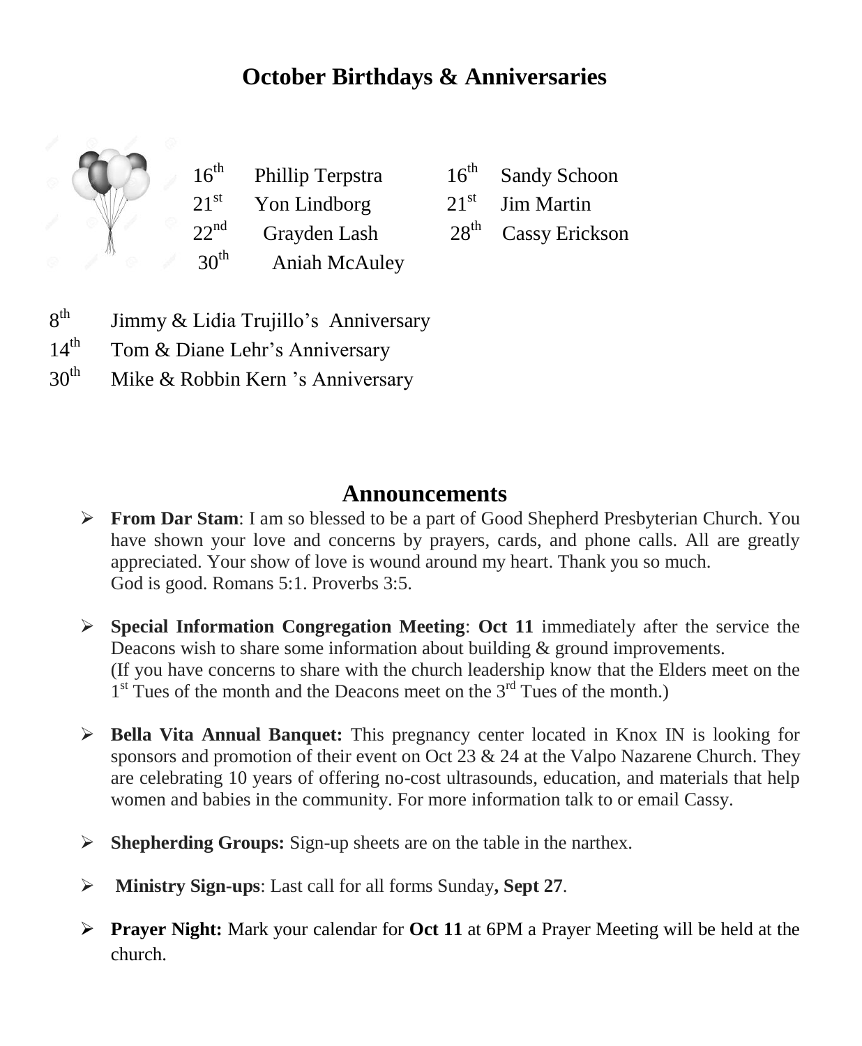# October Birthdays & Anniversaries

16th Phillip Terpstra
21st Yon Lindborg
22nd Grayden Lash
30th Aniah McAuley
16th Sandy Schoon
21st Jim Martin
28th Cassy Erickson

8th Jimmy & Lidia Trujillo's Anniversary
14th Tom & Diane Lehr's Anniversary
30th Mike & Robbin Kern 's Anniversary

## Announcements

- **From Dar Stam**: I am so blessed to be a part of Good Shepherd Presbyterian Church. You have shown your love and concerns by prayers, cards, and phone calls. All are greatly appreciated. Your show of love is wound around my heart. Thank you so much.
  God is good. Romans 5:1. Proverbs 3:5.

- **Special Information Congregation Meeting**: **Oct 11** immediately after the service the Deacons wish to share some information about building & ground improvements.
  (If you have concerns to share with the church leadership know that the Elders meet on the 1st Tues of the month and the Deacons meet on the 3rd Tues of the month.)

- **Bella Vita Annual Banquet:** This pregnancy center located in Knox IN is looking for sponsors and promotion of their event on Oct 23 & 24 at the Valpo Nazarene Church. They are celebrating 10 years of offering no-cost ultrasounds, education, and materials that help women and babies in the community. For more information talk to or email Cassy.

- **Shepherding Groups:** Sign-up sheets are on the table in the narthex.

- **Ministry Sign-ups**: Last call for all forms Sunday**, Sept 27**.

- **Prayer Night:** Mark your calendar for **Oct 11** at 6PM a Prayer Meeting will be held at the church.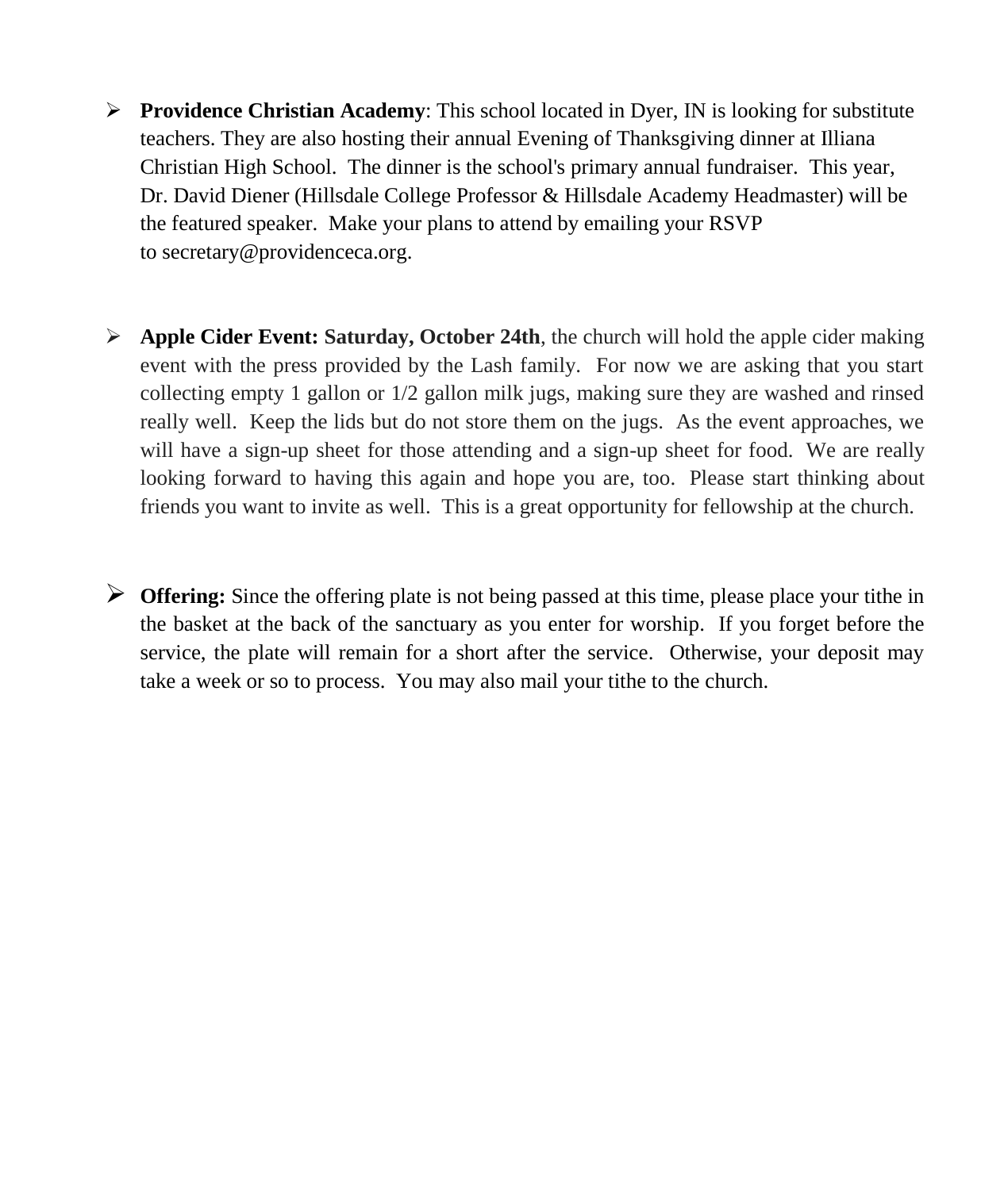- **Providence Christian Academy**: This school located in Dyer, IN is looking for substitute teachers. They are also hosting their annual Evening of Thanksgiving dinner at Illiana Christian High School. The dinner is the school's primary annual fundraiser. This year, Dr. David Diener (Hillsdale College Professor & Hillsdale Academy Headmaster) will be the featured speaker. Make your plans to attend by emailing your RSVP to secretary@providenceca.org.

- **Apple Cider Event: Saturday, October 24th**, the church will hold the apple cider making event with the press provided by the Lash family. For now we are asking that you start collecting empty 1 gallon or 1/2 gallon milk jugs, making sure they are washed and rinsed really well. Keep the lids but do not store them on the jugs. As the event approaches, we will have a sign-up sheet for those attending and a sign-up sheet for food. We are really looking forward to having this again and hope you are, too. Please start thinking about friends you want to invite as well. This is a great opportunity for fellowship at the church.

- **Offering:** Since the offering plate is not being passed at this time, please place your tithe in the basket at the back of the sanctuary as you enter for worship. If you forget before the service, the plate will remain for a short after the service. Otherwise, your deposit may take a week or so to process. You may also mail your tithe to the church.